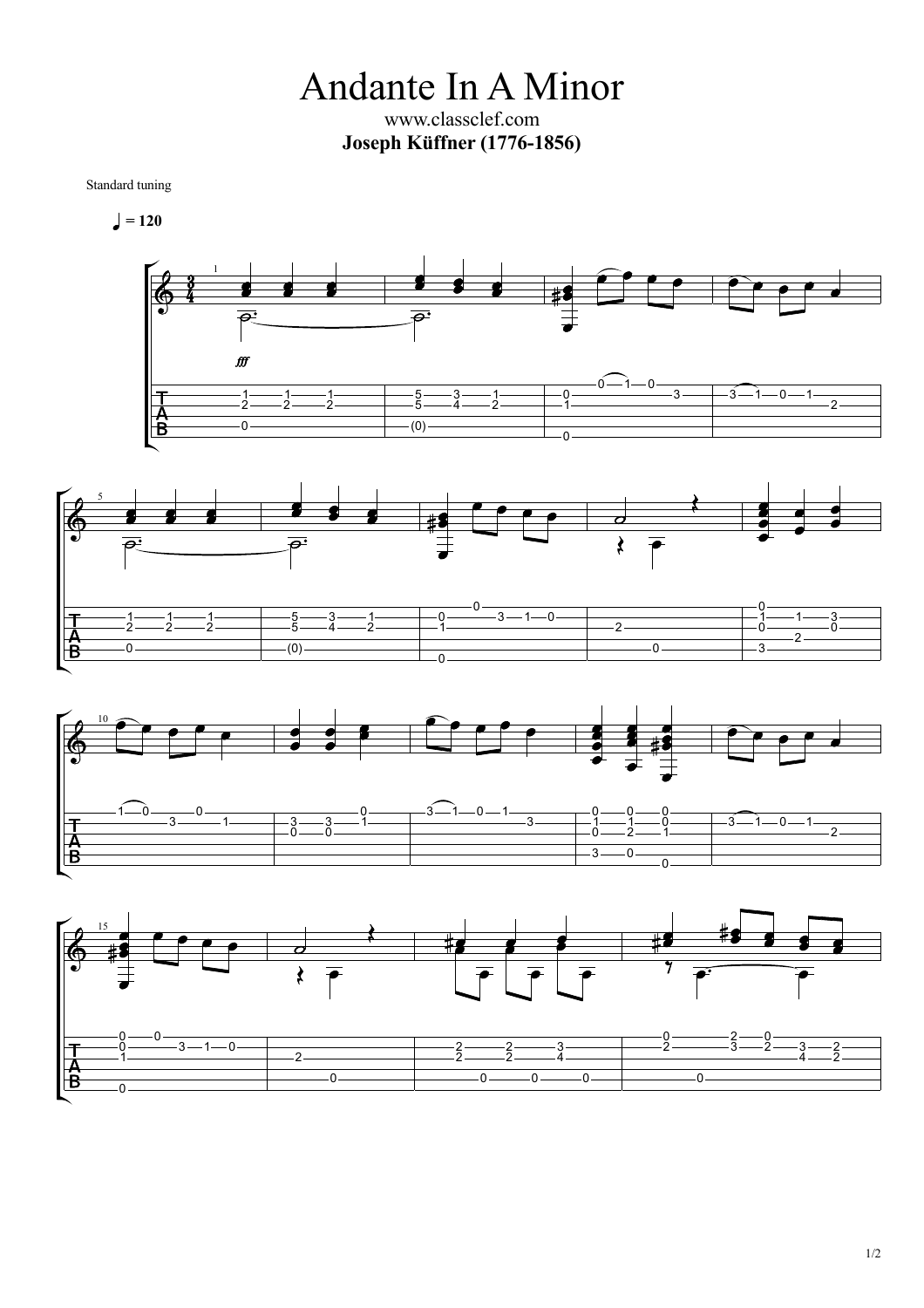# Andante In A Minor

www.classclef.com

**Joseph Küffner (1776-1856)**

Standard tuning

♩ = 120